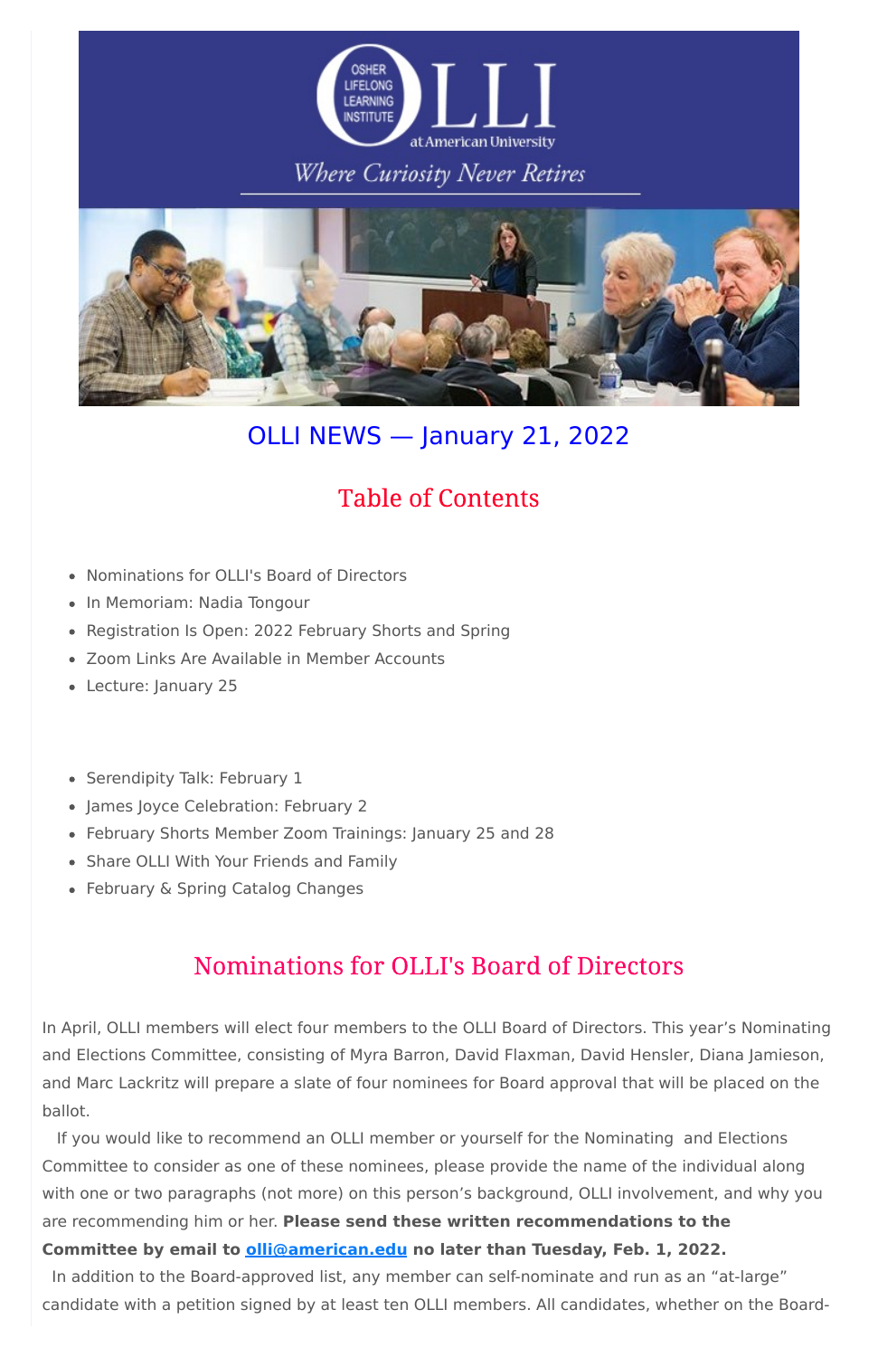# OLLI NEWS — January 21, 2022

## Table of Contents

- Nominations for OLLI's Board of Directors
- In Memoriam: Nadia Tongour
- Registration Is Open: 2022 February Shorts and Spring
- Zoom Links Are Available in Member Accounts
- Lecture: January 25

- Serendipity Talk: February 1
- James Joyce Celebration: February 2
- February Shorts Member Zoom Trainings: January 25 and 28
- Share OLLI With Your Friends and Family
- February & Spring Catalog Changes

## Nominations for OLLI's Board of Directors

In April, OLLI members will elect four members to the OLLI Board of Directors. This year's Nominating and Elections Committee, consisting of Myra Barron, David Flaxman, David Hensler, Diana Jamieson, and Marc Lackritz will prepare a slate of four nominees for Board approval that will be placed on the ballot.

If you would like to recommend an OLLI member or yourself for the Nominating and Elections Committee to consider as one of these nominees, please provide the name of the individual along with one or two paragraphs (not more) on this person's background, OLLI involvement, and why you are recommending him or her. **Please send these written recommendations to the Committee by email to [olli@american.edu](mailto:olli@american.edu) no later than Tuesday, Feb. 1, 2022.**

In addition to the Board-approved list, any member can self-nominate and run as an "at-large" candidate with a petition signed by at least ten OLLI members. All candidates, whether on the Board-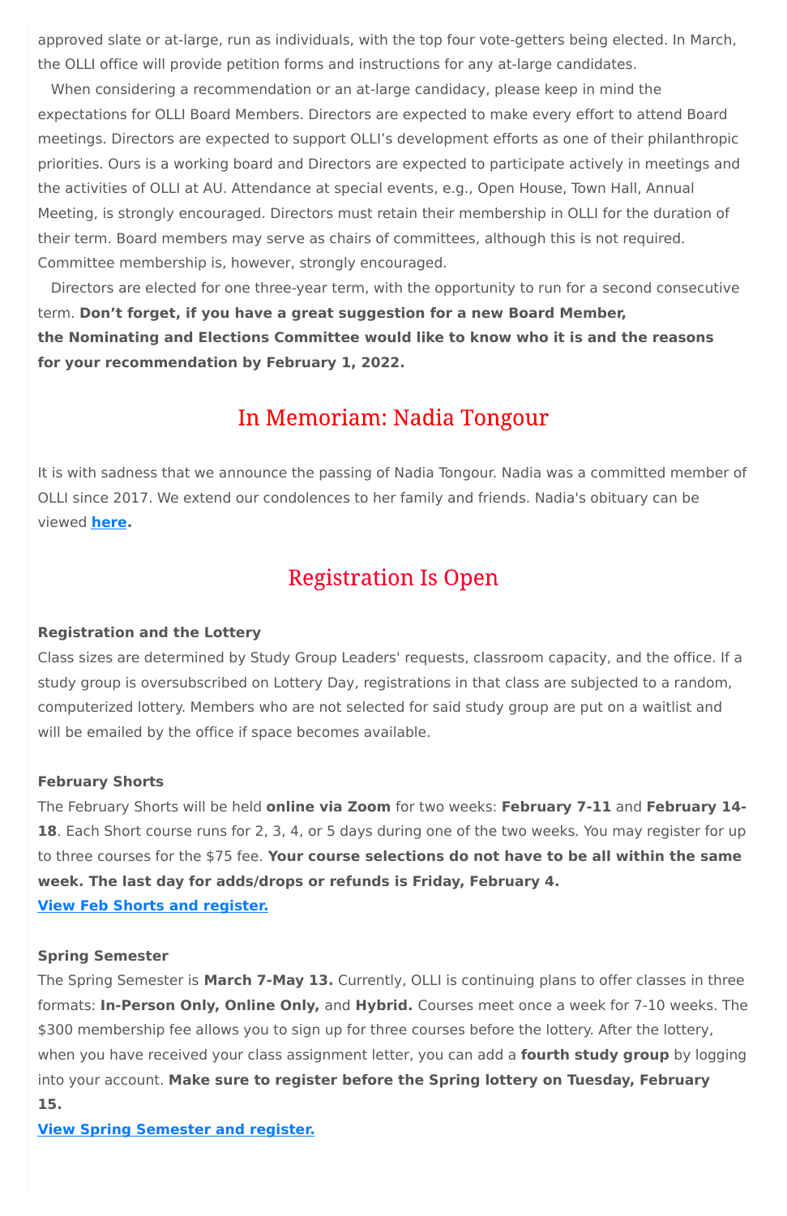approved slate or at-large, run as individuals, with the top four vote-getters being elected. In March, the OLLI office will provide petition forms and instructions for any at-large candidates.

When considering a recommendation or an at-large candidacy, please keep in mind the expectations for OLLI Board Members. Directors are expected to make every effort to attend Board meetings. Directors are expected to support OLLI's development efforts as one of their philanthropic priorities. Ours is a working board and Directors are expected to participate actively in meetings and the activities of OLLI at AU. Attendance at special events, e.g., Open House, Town Hall, Annual Meeting, is strongly encouraged. Directors must retain their membership in OLLI for the duration of their term. Board members may serve as chairs of committees, although this is not required. Committee membership is, however, strongly encouraged.

Directors are elected for one three-year term, with the opportunity to run for a second consecutive term. **Don't forget, if you have a great suggestion for a new Board Member, the Nominating and Elections Committee would like to know who it is and the reasons for your recommendation by February 1, 2022.**

## In Memoriam: Nadia Tongour

It is with sadness that we announce the passing of Nadia Tongour. Nadia was a committed member of OLLI since 2017. We extend our condolences to her family and friends. Nadia's obituary can be viewed **here.**

## Registration Is Open

**Registration and the Lottery**

Class sizes are determined by Study Group Leaders' requests, classroom capacity, and the office. If a study group is oversubscribed on Lottery Day, registrations in that class are subjected to a random, computerized lottery. Members who are not selected for said study group are put on a waitlist and will be emailed by the office if space becomes available.

**February Shorts**

The February Shorts will be held **online via Zoom** for two weeks: **February 7-11** and **February 14-18**. Each Short course runs for 2, 3, 4, or 5 days during one of the two weeks. You may register for up to three courses for the $75 fee. **Your course selections do not have to be all within the same week. The last day for adds/drops or refunds is Friday, February 4.**

**View Feb Shorts and register.**

**Spring Semester**

The Spring Semester is **March 7-May 13.** Currently, OLLI is continuing plans to offer classes in three formats: **In-Person Only, Online Only,** and **Hybrid.** Courses meet once a week for 7-10 weeks. The $300 membership fee allows you to sign up for three courses before the lottery. After the lottery, when you have received your class assignment letter, you can add a **fourth study group** by logging into your account. **Make sure to register before the Spring lottery on Tuesday, February 15.**

**View Spring Semester and register.**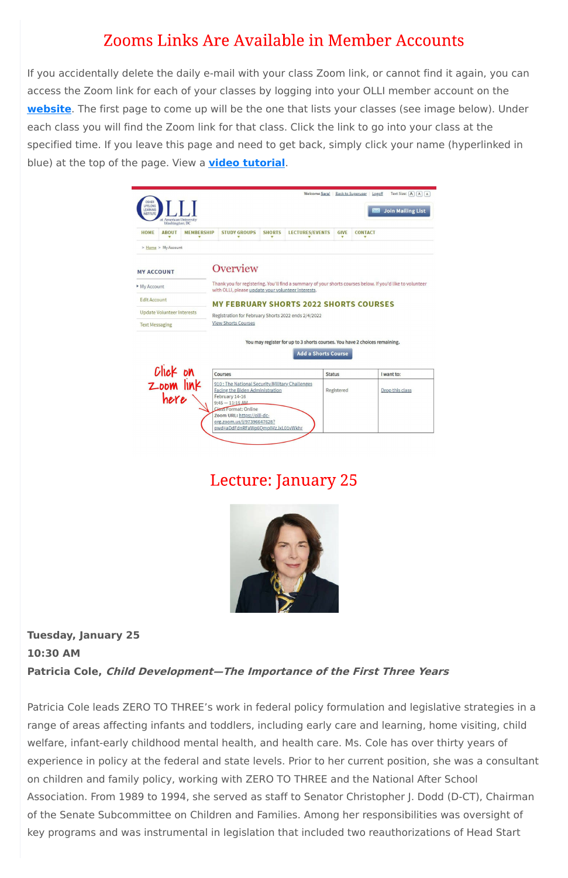## Zooms Links Are Available in Member Accounts

If you accidentally delete the daily e-mail with your class Zoom link, or cannot find it again, you can access the Zoom link for each of your classes by logging into your OLLI member account on the **website**. The first page to come up will be the one that lists your classes (see image below). Under each class you will find the Zoom link for that class. Click the link to go into your class at the specified time. If you leave this page and need to get back, simply click your name (hyperlinked in blue) at the top of the page. View a **video tutorial**.

## Lecture: January 25

**Tuesday, January 25**
**10:30 AM**
**Patricia Cole, *Child Development—The Importance of the First Three Years***

Patricia Cole leads ZERO TO THREE's work in federal policy formulation and legislative strategies in a range of areas affecting infants and toddlers, including early care and learning, home visiting, child welfare, infant-early childhood mental health, and health care. Ms. Cole has over thirty years of experience in policy at the federal and state levels. Prior to her current position, she was a consultant on children and family policy, working with ZERO TO THREE and the National After School Association. From 1989 to 1994, she served as staff to Senator Christopher J. Dodd (D-CT), Chairman of the Senate Subcommittee on Children and Families. Among her responsibilities was oversight of key programs and was instrumental in legislation that included two reauthorizations of Head Start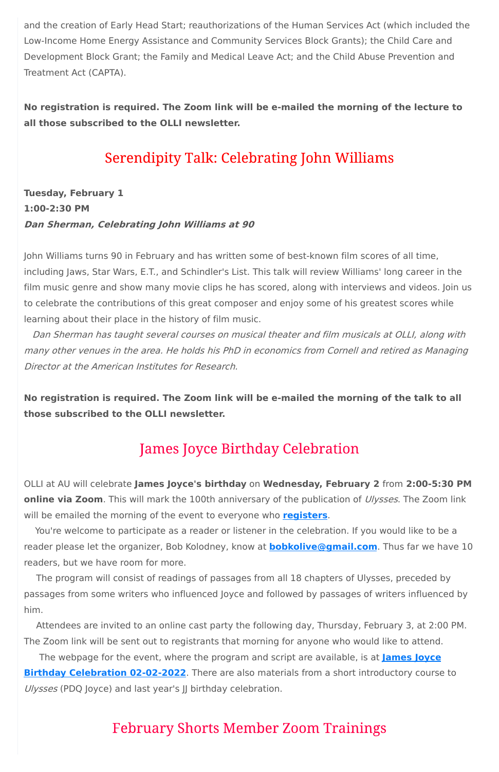and the creation of Early Head Start; reauthorizations of the Human Services Act (which included the Low-Income Home Energy Assistance and Community Services Block Grants); the Child Care and Development Block Grant; the Family and Medical Leave Act; and the Child Abuse Prevention and Treatment Act (CAPTA).

**No registration is required. The Zoom link will be e-mailed the morning of the lecture to all those subscribed to the OLLI newsletter.**

## Serendipity Talk: Celebrating John Williams

**Tuesday, February 1**
**1:00-2:30 PM**
***Dan Sherman, Celebrating John Williams at 90***

John Williams turns 90 in February and has written some of best-known film scores of all time, including Jaws, Star Wars, E.T., and Schindler's List. This talk will review Williams' long career in the film music genre and show many movie clips he has scored, along with interviews and videos. Join us to celebrate the contributions of this great composer and enjoy some of his greatest scores while learning about their place in the history of film music.

*Dan Sherman has taught several courses on musical theater and film musicals at OLLI, along with many other venues in the area. He holds his PhD in economics from Cornell and retired as Managing Director at the American Institutes for Research.*

**No registration is required. The Zoom link will be e-mailed the morning of the talk to all those subscribed to the OLLI newsletter.**

## James Joyce Birthday Celebration

OLLI at AU will celebrate **James Joyce's birthday** on **Wednesday, February 2** from **2:00-5:30 PM online via Zoom**. This will mark the 100th anniversary of the publication of *Ulysses*. The Zoom link will be emailed the morning of the event to everyone who **registers**.

You're welcome to participate as a reader or listener in the celebration. If you would like to be a reader please let the organizer, Bob Kolodney, know at **bobkolive@gmail.com**. Thus far we have 10 readers, but we have room for more.

The program will consist of readings of passages from all 18 chapters of Ulysses, preceded by passages from some writers who influenced Joyce and followed by passages of writers influenced by him.

Attendees are invited to an online cast party the following day, Thursday, February 3, at 2:00 PM. The Zoom link will be sent out to registrants that morning for anyone who would like to attend.

The webpage for the event, where the program and script are available, is at **James Joyce Birthday Celebration 02-02-2022**. There are also materials from a short introductory course to *Ulysses* (PDQ Joyce) and last year's JJ birthday celebration.

## February Shorts Member Zoom Trainings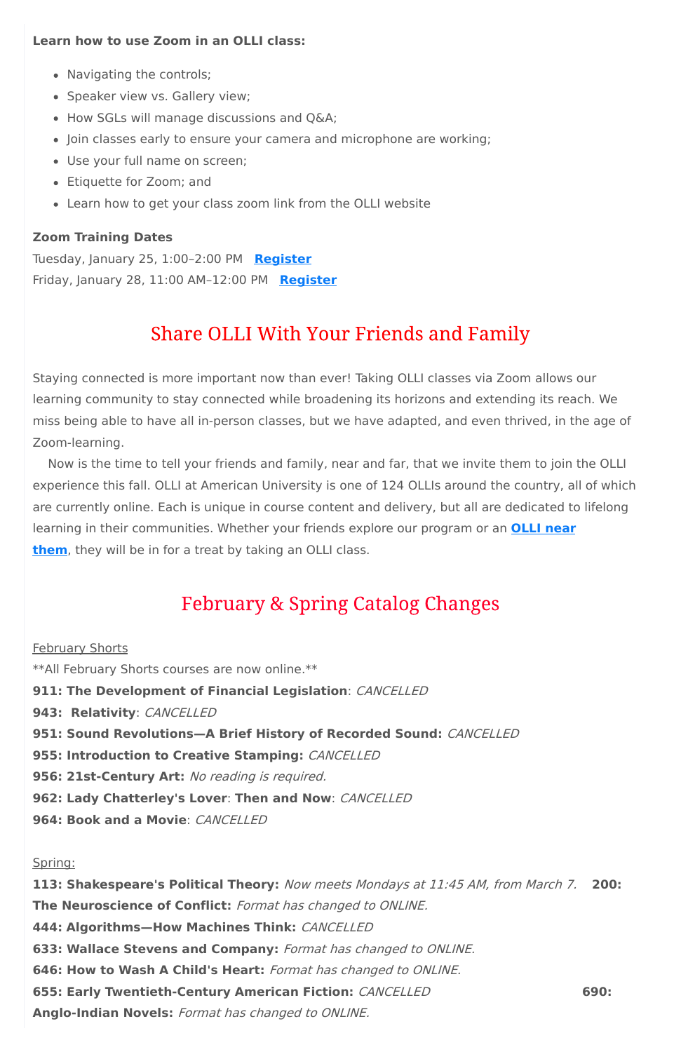**Learn how to use Zoom in an OLLI class:**

- Navigating the controls;
- Speaker view vs. Gallery view;
- How SGLs will manage discussions and Q&A;
- Join classes early to ensure your camera and microphone are working;
- Use your full name on screen;
- Etiquette for Zoom; and
- Learn how to get your class zoom link from the OLLI website

**Zoom Training Dates**

Tuesday, January 25, 1:00–2:00 PM **Register**
Friday, January 28, 11:00 AM–12:00 PM **Register**

## Share OLLI With Your Friends and Family

Staying connected is more important now than ever! Taking OLLI classes via Zoom allows our learning community to stay connected while broadening its horizons and extending its reach. We miss being able to have all in-person classes, but we have adapted, and even thrived, in the age of Zoom-learning.

Now is the time to tell your friends and family, near and far, that we invite them to join the OLLI experience this fall. OLLI at American University is one of 124 OLLIs around the country, all of which are currently online. Each is unique in course content and delivery, but all are dedicated to lifelong learning in their communities. Whether your friends explore our program or an **OLLI near them**, they will be in for a treat by taking an OLLI class.

## February & Spring Catalog Changes

February Shorts

**All February Shorts courses are now online.**

**911: The Development of Financial Legislation**: *CANCELLED*
**943: Relativity**: *CANCELLED*
**951: Sound Revolutions—A Brief History of Recorded Sound:** *CANCELLED*
**955: Introduction to Creative Stamping:** *CANCELLED*
**956: 21st-Century Art:** *No reading is required.*
**962: Lady Chatterley's Lover**: **Then and Now**: *CANCELLED*
**964: Book and a Movie**: *CANCELLED*

Spring:

**113: Shakespeare's Political Theory:** *Now meets Mondays at 11:45 AM, from March 7.*
**200: The Neuroscience of Conflict:** *Format has changed to ONLINE.*
**444: Algorithms—How Machines Think:** *CANCELLED*
**633: Wallace Stevens and Company:** *Format has changed to ONLINE.*
**646: How to Wash A Child's Heart:** *Format has changed to ONLINE.*
**655: Early Twentieth-Century American Fiction:** *CANCELLED*
**690: Anglo-Indian Novels:** *Format has changed to ONLINE.*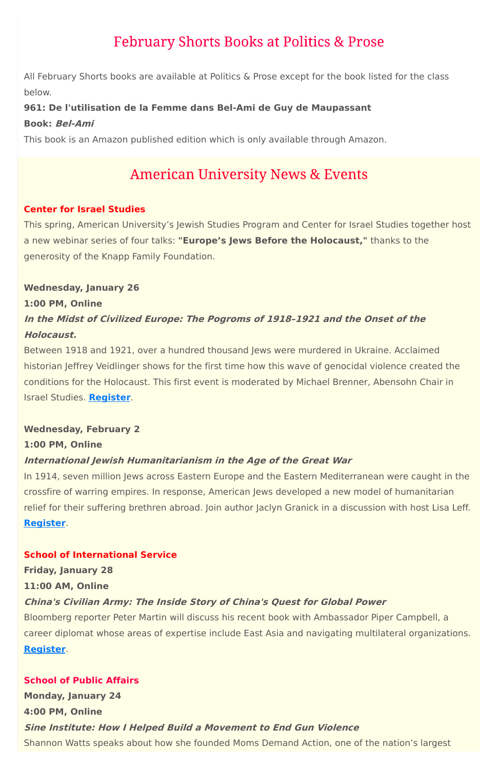## February Shorts Books at Politics & Prose

All February Shorts books are available at Politics & Prose except for the book listed for the class below.

**961: De l'utilisation de la Femme dans Bel-Ami de Guy de Maupassant**

**Book: *Bel-Ami***

This book is an Amazon published edition which is only available through Amazon.

## American University News & Events

**Center for Israel Studies**

This spring, American University's Jewish Studies Program and Center for Israel Studies together host a new webinar series of four talks: **"Europe's Jews Before the Holocaust,"** thanks to the generosity of the Knapp Family Foundation.

**Wednesday, January 26**
**1:00 PM, Online**
***In the Midst of Civilized Europe: The Pogroms of 1918–1921 and the Onset of the Holocaust.***

Between 1918 and 1921, over a hundred thousand Jews were murdered in Ukraine. Acclaimed historian Jeffrey Veidlinger shows for the first time how this wave of genocidal violence created the conditions for the Holocaust. This first event is moderated by Michael Brenner, Abensohn Chair in Israel Studies. **Register**.

**Wednesday, February 2**
**1:00 PM, Online**
***International Jewish Humanitarianism in the Age of the Great War***

In 1914, seven million Jews across Eastern Europe and the Eastern Mediterranean were caught in the crossfire of warring empires. In response, American Jews developed a new model of humanitarian relief for their suffering brethren abroad. Join author Jaclyn Granick in a discussion with host Lisa Leff. **Register**.

**School of International Service**

**Friday, January 28**
**11:00 AM, Online**
***China's Civilian Army: The Inside Story of China's Quest for Global Power***

Bloomberg reporter Peter Martin will discuss his recent book with Ambassador Piper Campbell, a career diplomat whose areas of expertise include East Asia and navigating multilateral organizations. **Register**.

**School of Public Affairs**

**Monday, January 24**
**4:00 PM, Online**
***Sine Institute: How I Helped Build a Movement to End Gun Violence***

Shannon Watts speaks about how she founded Moms Demand Action, one of the nation's largest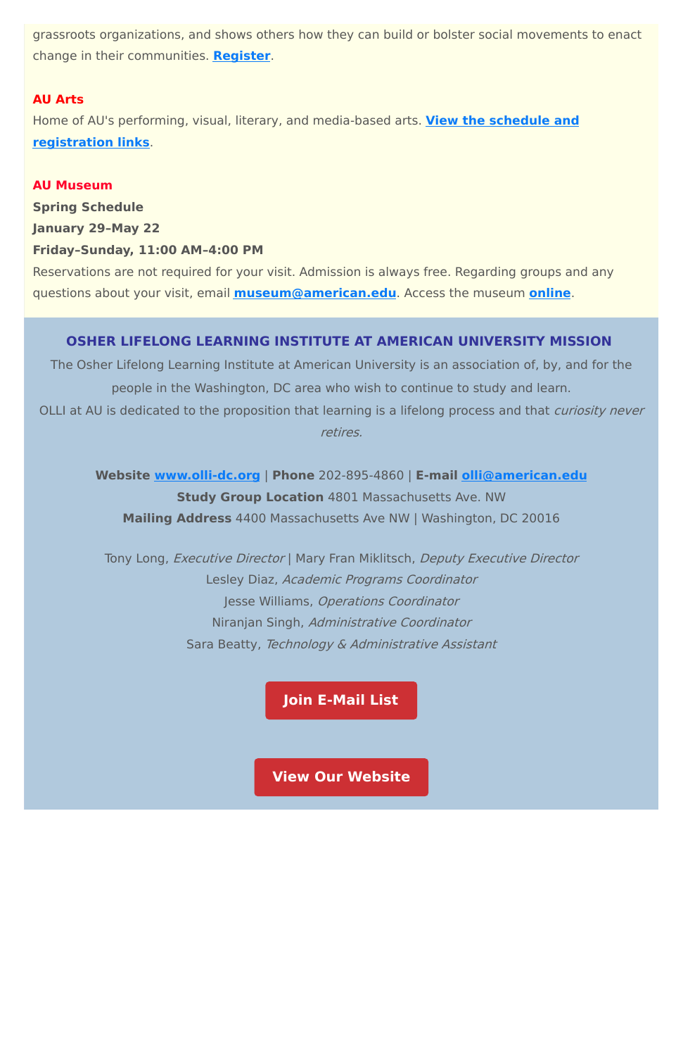grassroots organizations, and shows others how they can build or bolster social movements to enact change in their communities. **Register**.

**AU Arts**

Home of AU's performing, visual, literary, and media-based arts. **View the schedule and registration links**.

**AU Museum**

**Spring Schedule**

**January 29–May 22**

**Friday–Sunday, 11:00 AM–4:00 PM**

Reservations are not required for your visit. Admission is always free. Regarding groups and any questions about your visit, email **museum@american.edu**. Access the museum **online**.

## OSHER LIFELONG LEARNING INSTITUTE AT AMERICAN UNIVERSITY MISSION

The Osher Lifelong Learning Institute at American University is an association of, by, and for the people in the Washington, DC area who wish to continue to study and learn.

OLLI at AU is dedicated to the proposition that learning is a lifelong process and that *curiosity never retires.*

**Website** www.olli-dc.org | **Phone** 202-895-4860 | **E-mail** olli@american.edu

**Study Group Location** 4801 Massachusetts Ave. NW

**Mailing Address** 4400 Massachusetts Ave NW | Washington, DC 20016

Tony Long, *Executive Director* | Mary Fran Miklitsch, *Deputy Executive Director*

Lesley Diaz, *Academic Programs Coordinator*

Jesse Williams, *Operations Coordinator*

Niranjan Singh, *Administrative Coordinator*

Sara Beatty, *Technology & Administrative Assistant*

**Join E-Mail List**

**View Our Website**